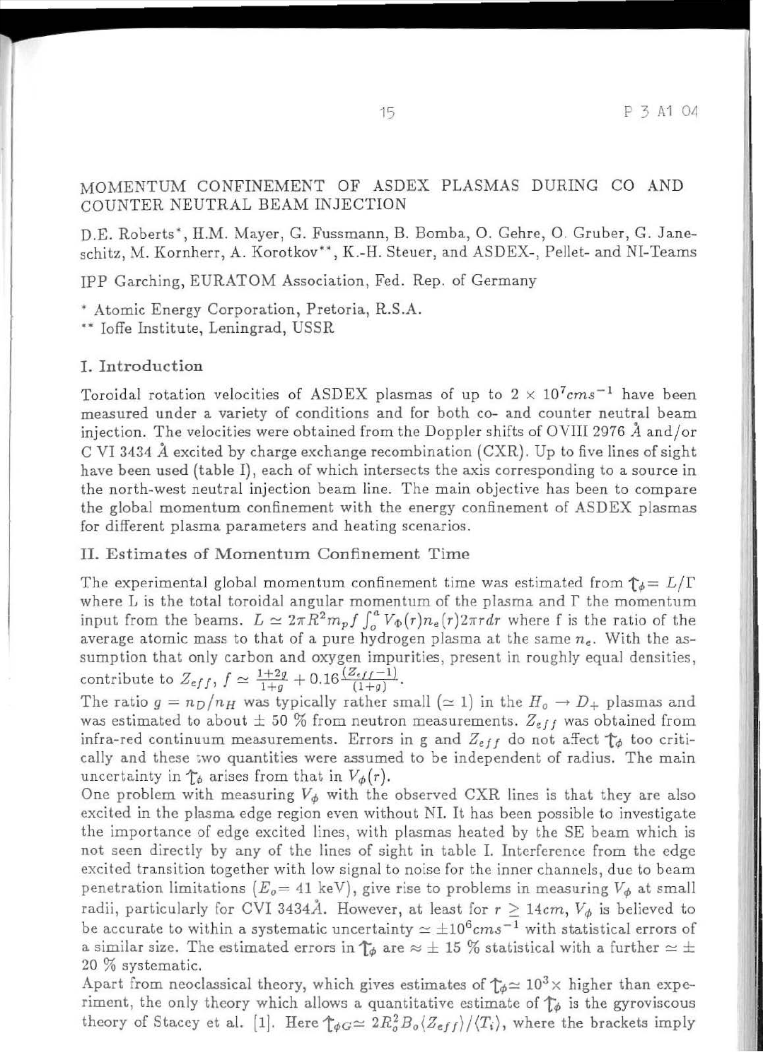# MOMENTUM CONFINEMENT OF ASDEX PLASMAS DURING CO AND COUNTER NEUTRAL BEAM INJECTION

D.E. Roberts*, H.M. Mayer, G. Fussmann, B. Bomba, O. Gehre, O. Gruber, G. Janeschitz, M. Kornherr, A. Korotkov**, K.-H. Steuer, and ASDEX-, Pellet- and NI-Teams

IPP Garching, EURATOM Association, Fed. Rep. of Germany

* Atomic Energy Corporation, Pretoria, R.S.A.
** Ioffe Institute, Leningrad, USSR

## I. Introduction

Toroidal rotation velocities of ASDEX plasmas of up to $2 \times 10^7 cms^{-1}$ have been measured under a variety of conditions and for both co- and counter neutral beam injection. The velocities were obtained from the Doppler shifts of OVIII 2976 Å and/or C VI 3434 Å excited by charge exchange recombination (CXR). Up to five lines of sight have been used (table I), each of which intersects the axis corresponding to a source in the north-west neutral injection beam line. The main objective has been to compare the global momentum confinement with the energy confinement of ASDEX plasmas for different plasma parameters and heating scenarios.

## II. Estimates of Momentum Confinement Time

The experimental global momentum confinement time was estimated from $\tau_\phi = L/\Gamma$ where L is the total toroidal angular momentum of the plasma and $\Gamma$ the momentum input from the beams. $L \simeq 2\pi R^2 m_p f \int_o^a V_\Phi(r) n_e(r) 2\pi r dr$ where f is the ratio of the average atomic mass to that of a pure hydrogen plasma at the same $n_e$. With the assumption that only carbon and oxygen impurities, present in roughly equal densities, contribute to $Z_{eff}$, $f \simeq \frac{1+2g}{1+g} + 0.16\frac{(Z_{eff}-1)}{(1+g)}$.

The ratio $g = n_D/n_H$ was typically rather small ($\simeq 1$) in the $H_o \rightarrow D_+$ plasmas and was estimated to about $\pm$ 50 % from neutron measurements. $Z_{eff}$ was obtained from infra-red continuum measurements. Errors in g and $Z_{eff}$ do not affect $\tau_\phi$ too critically and these two quantities were assumed to be independent of radius. The main uncertainty in $\tau_\phi$ arises from that in $V_\phi(r)$.

One problem with measuring $V_\phi$ with the observed CXR lines is that they are also excited in the plasma edge region even without NI. It has been possible to investigate the importance of edge excited lines, with plasmas heated by the SE beam which is not seen directly by any of the lines of sight in table I. Interference from the edge excited transition together with low signal to noise for the inner channels, due to beam penetration limitations ($E_o$= 41 keV), give rise to problems in measuring $V_\phi$ at small radii, particularly for CVI 3434Å. However, at least for $r \geq 14cm$, $V_\phi$ is believed to be accurate to within a systematic uncertainty $\simeq \pm 10^6 cms^{-1}$ with statistical errors of a similar size. The estimated errors in $\tau_\phi$ are $\approx \pm$ 15 % statistical with a further $\simeq \pm$ 20 % systematic.

Apart from neoclassical theory, which gives estimates of $\tau_\phi \simeq 10^3\times$ higher than experiment, the only theory which allows a quantitative estimate of $\tau_\phi$ is the gyroviscous theory of Stacey et al. [1]. Here $\tau_{\phi G} \simeq 2R_o^2 B_o \langle Z_{eff}\rangle / \langle T_i \rangle$, where the brackets imply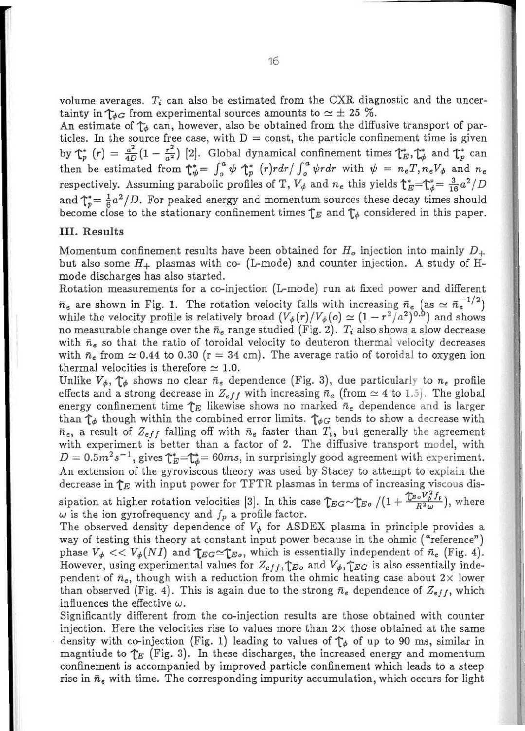volume averages. $T_i$ can also be estimated from the CXR diagnostic and the uncertainty in $\tau_{\phi G}$ from experimental sources amounts to $\simeq \pm 25$ %.
An estimate of $\tau_\phi$ can, however, also be obtained from the diffusive transport of particles. In the source free case, with D = const, the particle confinement time is given by $\tau_p^*(r) = \frac{a^2}{4D}(1 - \frac{r^2}{a^2})$ [2]. Global dynamical confinement times $\tau_E^*, \tau_\phi^*$ and $\tau_p^*$ can then be estimated from $\tau_\psi^* = \int_o^a \psi \, \tau_p^*(r) r dr / \int_o^a \psi r dr$ with $\psi = n_e T, n_e V_\phi$ and $n_e$ respectively. Assuming parabolic profiles of T, $V_\phi$ and $n_e$ this yields $\tau_E^* = \tau_\phi^* = \frac{3}{16}a^2/D$ and $\tau_p^* = \frac{1}{6}a^2/D$. For peaked energy and momentum sources these decay times should become close to the stationary confinement times $\tau_E$ and $\tau_\phi$ considered in this paper.

## III. Results

Momentum confinement results have been obtained for $H_o$ injection into mainly $D_+$ but also some $H_+$ plasmas with co- (L-mode) and counter injection. A study of H-mode discharges has also started.
Rotation measurements for a co-injection (L-mode) run at fixed power and different $\bar{n}_e$ are shown in Fig. 1. The rotation velocity falls with increasing $\bar{n}_e$ (as $\simeq \bar{n}_e^{-1/2}$) while the velocity profile is relatively broad ($V_\phi(r)/V_\phi(o) \simeq (1 - r^2/a^2)^{0.9}$) and shows no measurable change over the $\bar{n}_e$ range studied (Fig. 2). $T_i$ also shows a slow decrease with $\bar{n}_e$ so that the ratio of toroidal velocity to deuteron thermal velocity decreases with $\bar{n}_e$ from $\simeq 0.44$ to 0.30 (r = 34 cm). The average ratio of toroidal to oxygen ion thermal velocities is therefore $\simeq 1.0$.
Unlike $V_\phi$, $\tau_\phi$ shows no clear $\bar{n}_e$ dependence (Fig. 3), due particularly to $n_e$ profile effects and a strong decrease in $Z_{eff}$ with increasing $\bar{n}_e$ (from $\simeq 4$ to 1.5). The global energy confinement time $\tau_E$ likewise shows no marked $\bar{n}_e$ dependence and is larger than $\tau_\phi$ though within the combined error limits. $\tau_{\phi G}$ tends to show a decrease with $\bar{n}_e$, a result of $Z_{eff}$ falling off with $\bar{n}_e$ faster than $T_i$, but generally the agreement with experiment is better than a factor of 2. The diffusive transport model, with $D = 0.5 m^2 s^{-1}$, gives $\tau_E^* = \tau_\phi^* = 60ms$, in surprisingly good agreement with experiment. An extension of the gyroviscous theory was used by Stacey to attempt to explain the decrease in $\tau_E$ with input power for TFTR plasmas in terms of increasing viscous dissipation at higher rotation velocities [3]. In this case $\tau_{EG} \sim \tau_{Eo} / (1 + \frac{\tau_{Eo} V_\phi^2 f_p}{R^2 \omega})$, where $\omega$ is the ion gyrofrequency and $f_p$ a profile factor.
The observed density dependence of $V_\phi$ for ASDEX plasma in principle provides a way of testing this theory at constant input power because in the ohmic ("reference") phase $V_\phi << V_\phi(NI)$ and $\tau_{EG} \simeq \tau_{Eo}$, which is essentially independent of $\bar{n}_e$ (Fig. 4). However, using experimental values for $Z_{eff}, \tau_{Eo}$ and $V_\phi, \tau_{EG}$ is also essentially independent of $\bar{n}_e$, though with a reduction from the ohmic heating case about 2× lower than observed (Fig. 4). This is again due to the strong $\bar{n}_e$ dependence of $Z_{eff}$, which influences the effective $\omega$.
Significantly different from the co-injection results are those obtained with counter injection. Here the velocities rise to values more than 2× those obtained at the same density with co-injection (Fig. 1) leading to values of $\tau_\phi$ of up to 90 ms, similar in magntiude to $\tau_E$ (Fig. 3). In these discharges, the increased energy and momentum confinement is accompanied by improved particle confinement which leads to a steep rise in $\bar{n}_e$ with time. The corresponding impurity accumulation, which occurs for light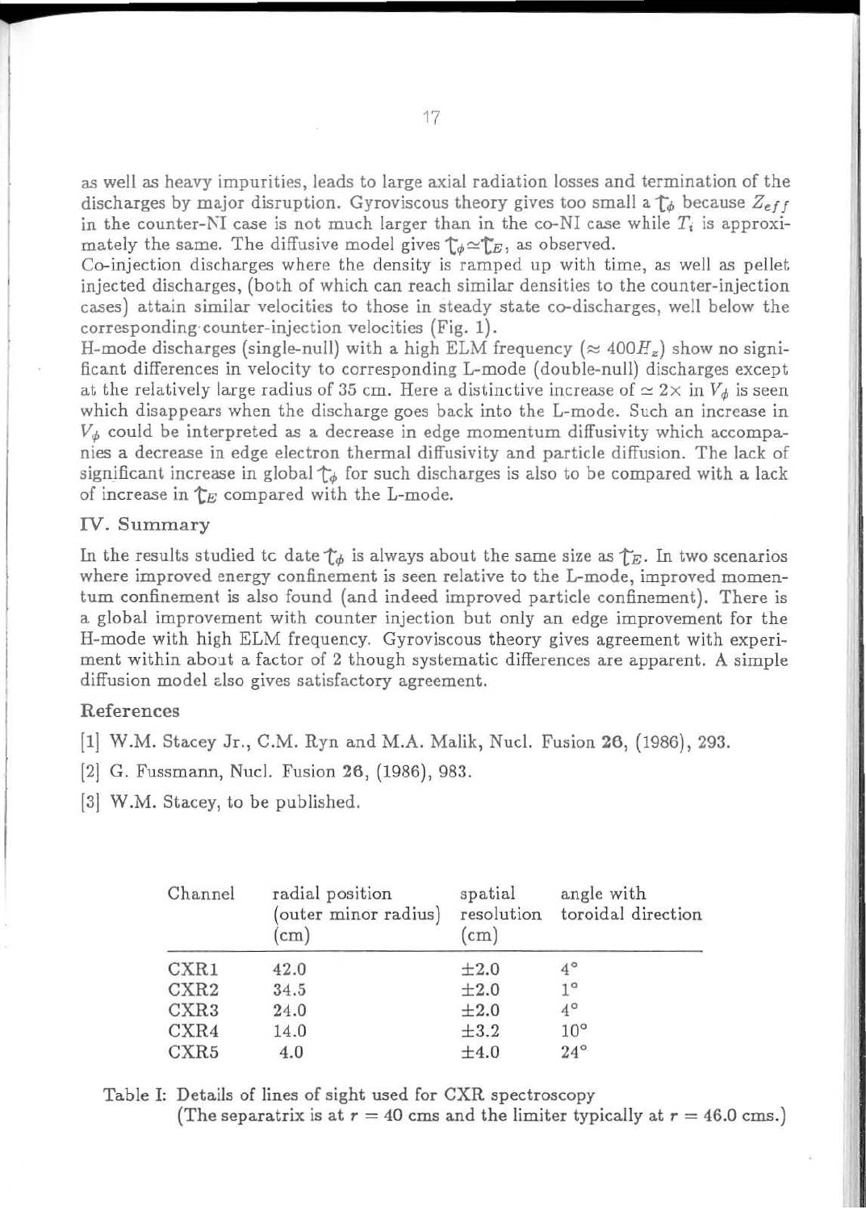as well as heavy impurities, leads to large axial radiation losses and termination of the discharges by major disruption. Gyroviscous theory gives too small a $\tau_\phi$ because $Z_{eff}$ in the counter-NI case is not much larger than in the co-NI case while $T_i$ is approximately the same. The diffusive model gives $\tau_\phi \simeq \tau_E$, as observed.

Co-injection discharges where the density is ramped up with time, as well as pellet injected discharges, (both of which can reach similar densities to the counter-injection cases) attain similar velocities to those in steady state co-discharges, well below the corresponding counter-injection velocities (Fig. 1).

H-mode discharges (single-null) with a high ELM frequency ($\approx 400 H_z$) show no significant differences in velocity to corresponding L-mode (double-null) discharges except at the relatively large radius of 35 cm. Here a distinctive increase of $\simeq 2\times$ in $V_\phi$ is seen which disappears when the discharge goes back into the L-mode. Such an increase in $V_\phi$ could be interpreted as a decrease in edge momentum diffusivity which accompanies a decrease in edge electron thermal diffusivity and particle diffusion. The lack of significant increase in global $\tau_\phi$ for such discharges is also to be compared with a lack of increase in $\tau_E$ compared with the L-mode.

## IV. Summary

In the results studied to date $\tau_\phi$ is always about the same size as $\tau_E$. In two scenarios where improved energy confinement is seen relative to the L-mode, improved momentum confinement is also found (and indeed improved particle confinement). There is a global improvement with counter injection but only an edge improvement for the H-mode with high ELM frequency. Gyroviscous theory gives agreement with experiment within about a factor of 2 though systematic differences are apparent. A simple diffusion model also gives satisfactory agreement.

## References

[1] W.M. Stacey Jr., C.M. Ryn and M.A. Malik, Nucl. Fusion **26**, (1986), 293.

[2] G. Fussmann, Nucl. Fusion **26**, (1986), 983.

[3] W.M. Stacey, to be published.

| Channel | radial position (outer minor radius) (cm) | spatial resolution (cm) | angle with toroidal direction |
|---|---|---|---|
| CXR1 | 42.0 | ±2.0 | 4° |
| CXR2 | 34.5 | ±2.0 | 1° |
| CXR3 | 24.0 | ±2.0 | 4° |
| CXR4 | 14.0 | ±3.2 | 10° |
| CXR5 | 4.0 | ±4.0 | 24° |

Table I: Details of lines of sight used for CXR spectroscopy
(The separatrix is at $r = 40$ cms and the limiter typically at $r = 46.0$ cms.)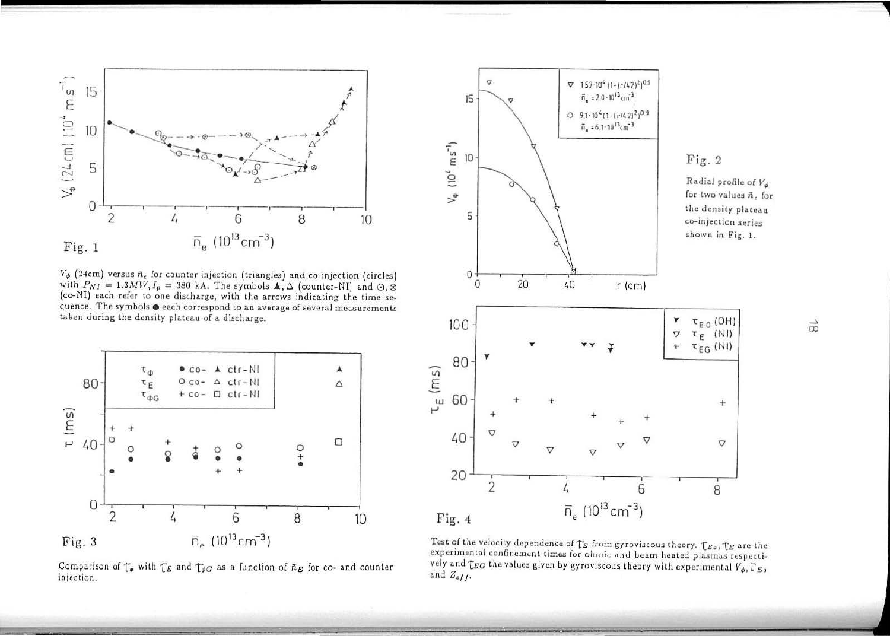$V_\phi$ (24cm) ($10^4$ ms$^{-1}$)

15

10

5

0

2 4 6 8 10

$\bar{n}_e$ ($10^{13}$cm$^{-3}$)

Fig. 1

$V_\phi$ (24cm) versus $\bar{n}_e$ for counter injection (triangles) and co-injection (circles) with $P_{NI}$ = 1.3MW, $I_p$ = 380 kA. The symbols ▲, △ (counter-NI) and ⊙, ⊗ (co-NI) each refer to one discharge, with the arrows indicating the time sequence. The symbols ● each correspond to an average of several measurements taken during the density plateau of a discharge.

▽ $15.7 \cdot 10^4 (1-(r/42)^2)^{0.9}$ $\bar{n}_e = 2.0 \cdot 10^{13}$cm$^{-3}$

○ $9.1 \cdot 10^4 (1-(r/42)^2)^{0.9}$ $\bar{n}_e = 6.1 \cdot 10^{13}$cm$^{-3}$

$V_\phi$ ($10^4$ ms$^{-1}$)

15

10

5

0

0 20 40 r (cm)

Fig. 2

Radial profile of $V_\phi$ for two values $\bar{n}_e$ for the density plateau co-injection series shown in Fig. 1.

$\tau_\Phi$ ● co- ▲ ctr-NI

$\tau_E$ ○ co- △ ctr-NI

$\tau_{\Phi G}$ + co- □ ctr-NI

$\tau$ (ms)

80

40

0

2 4 6 8 10

$\bar{n}_e$ ($10^{13}$cm$^{-3}$)

Fig. 3

Comparison of $\tau_\phi$ with $\tau_E$ and $\tau_{\phi G}$ as a function of $\bar{n}_E$ for co- and counter injection.

▼ $\tau_{E0}$ (OH)

▽ $\tau_E$ (NI)

+ $\tau_{EG}$ (NI)

$\tau_E$ (ms)

100

80

60

40

20

2 4 6 8

$\bar{n}_e$ ($10^{13}$cm$^{-3}$)

Fig. 4

Test of the velocity dependence of $\tau_E$ from gyroviscous theory. $\tau_{E0}$, $\tau_E$ are the experimental confinement times for ohmic and beam heated plasmas respectively and $\tau_{EG}$ the values given by gyroviscous theory with experimental $V_\phi$, $\Gamma_{E0}$ and $Z_{eff}$.